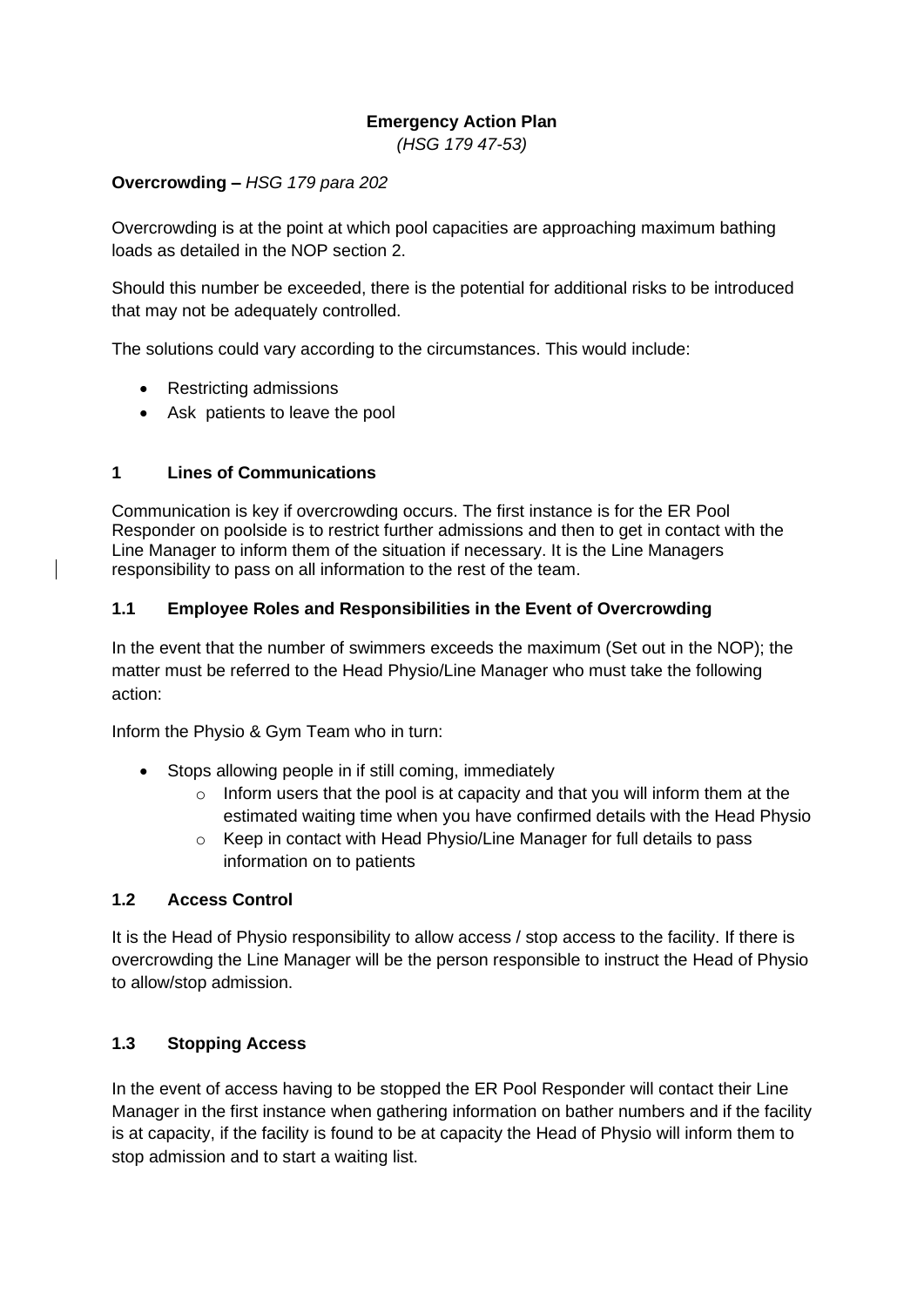**Emergency Action Plan**

*(HSG 179 47-53)*

**Overcrowding –** *HSG 179 para 202*

Overcrowding is at the point at which pool capacities are approaching maximum bathing loads as detailed in the NOP section 2.

Should this number be exceeded, there is the potential for additional risks to be introduced that may not be adequately controlled.

The solutions could vary according to the circumstances. This would include:

- Restricting admissions
- Ask patients to leave the pool

## 1 Lines of Communications

Communication is key if overcrowding occurs. The first instance is for the ER Pool Responder on poolside is to restrict further admissions and then to get in contact with the Line Manager to inform them of the situation if necessary. It is the Line Managers responsibility to pass on all information to the rest of the team.

### 1.1 Employee Roles and Responsibilities in the Event of Overcrowding

In the event that the number of swimmers exceeds the maximum (Set out in the NOP); the matter must be referred to the Head Physio/Line Manager who must take the following action:

Inform the Physio & Gym Team who in turn:

- Stops allowing people in if still coming, immediately
  - Inform users that the pool is at capacity and that you will inform them at the estimated waiting time when you have confirmed details with the Head Physio
  - Keep in contact with Head Physio/Line Manager for full details to pass information on to patients

### 1.2 Access Control

It is the Head of Physio responsibility to allow access / stop access to the facility. If there is overcrowding the Line Manager will be the person responsible to instruct the Head of Physio to allow/stop admission.

### 1.3 Stopping Access

In the event of access having to be stopped the ER Pool Responder will contact their Line Manager in the first instance when gathering information on bather numbers and if the facility is at capacity, if the facility is found to be at capacity the Head of Physio will inform them to stop admission and to start a waiting list.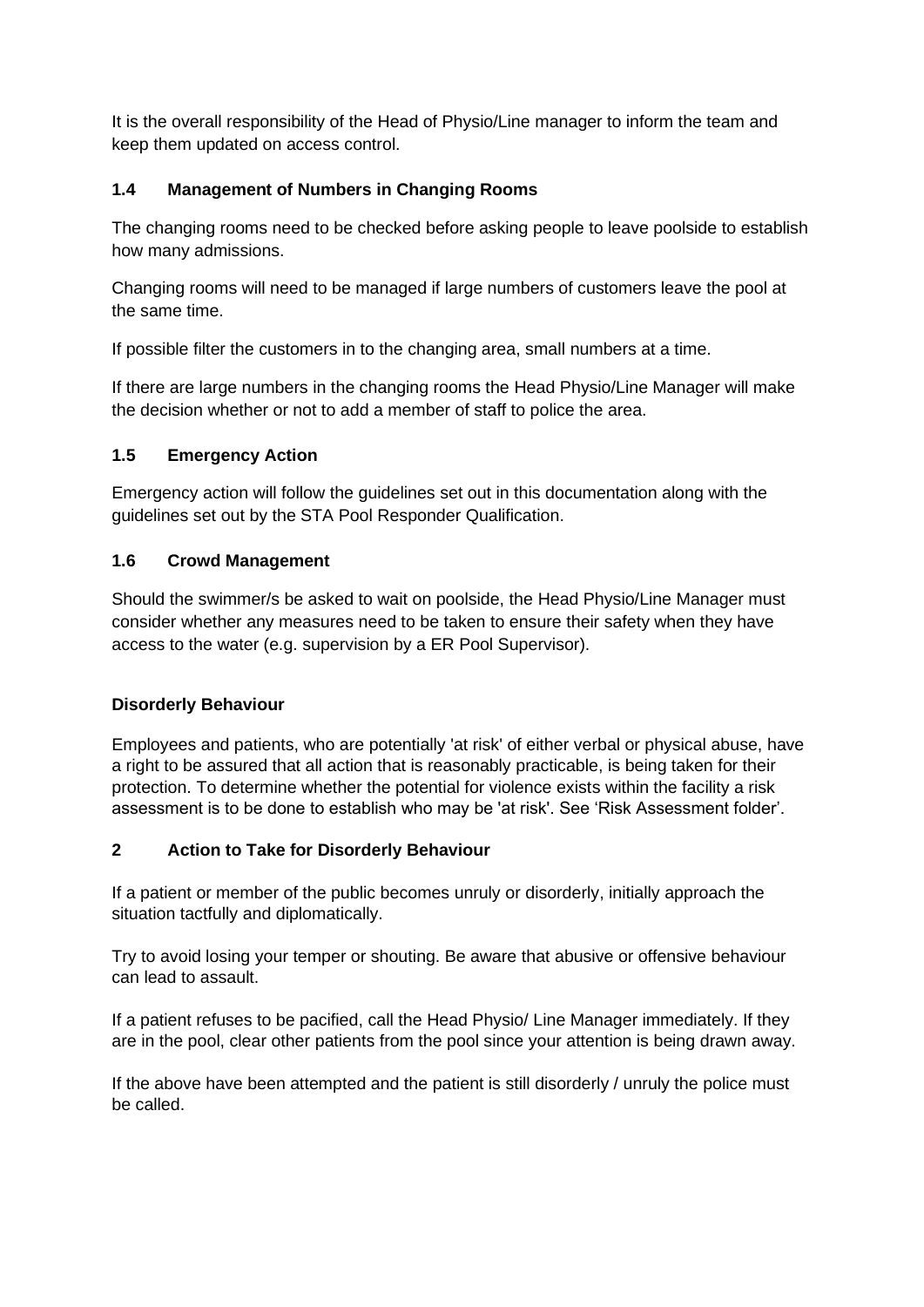It is the overall responsibility of the Head of Physio/Line manager to inform the team and keep them updated on access control.

### 1.4 Management of Numbers in Changing Rooms

The changing rooms need to be checked before asking people to leave poolside to establish how many admissions.

Changing rooms will need to be managed if large numbers of customers leave the pool at the same time.

If possible filter the customers in to the changing area, small numbers at a time.

If there are large numbers in the changing rooms the Head Physio/Line Manager will make the decision whether or not to add a member of staff to police the area.

### 1.5 Emergency Action

Emergency action will follow the guidelines set out in this documentation along with the guidelines set out by the STA Pool Responder Qualification.

### 1.6 Crowd Management

Should the swimmer/s be asked to wait on poolside, the Head Physio/Line Manager must consider whether any measures need to be taken to ensure their safety when they have access to the water (e.g. supervision by a ER Pool Supervisor).

**Disorderly Behaviour**

Employees and patients, who are potentially 'at risk' of either verbal or physical abuse, have a right to be assured that all action that is reasonably practicable, is being taken for their protection. To determine whether the potential for violence exists within the facility a risk assessment is to be done to establish who may be 'at risk'. See 'Risk Assessment folder'.

## 2 Action to Take for Disorderly Behaviour

If a patient or member of the public becomes unruly or disorderly, initially approach the situation tactfully and diplomatically.

Try to avoid losing your temper or shouting. Be aware that abusive or offensive behaviour can lead to assault.

If a patient refuses to be pacified, call the Head Physio/ Line Manager immediately. If they are in the pool, clear other patients from the pool since your attention is being drawn away.

If the above have been attempted and the patient is still disorderly / unruly the police must be called.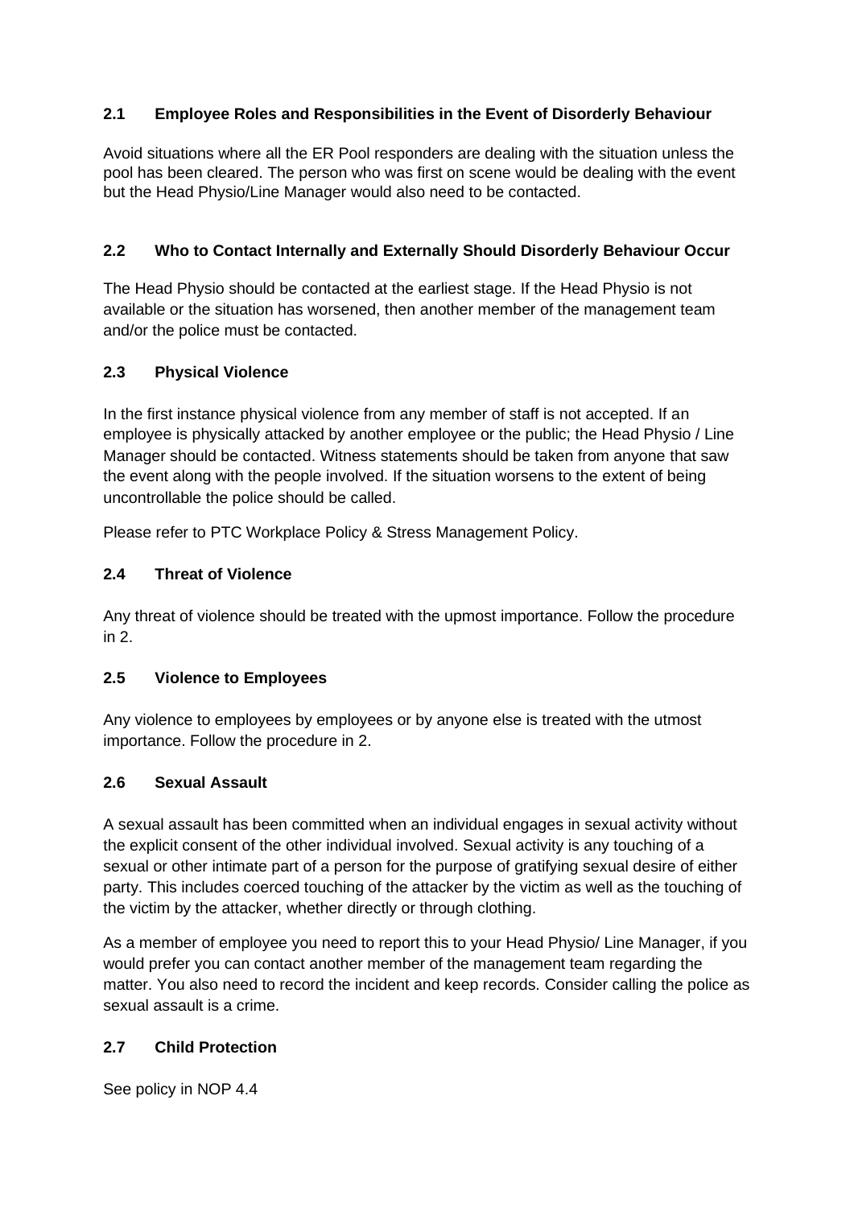### 2.1 Employee Roles and Responsibilities in the Event of Disorderly Behaviour

Avoid situations where all the ER Pool responders are dealing with the situation unless the pool has been cleared. The person who was first on scene would be dealing with the event but the Head Physio/Line Manager would also need to be contacted.

### 2.2 Who to Contact Internally and Externally Should Disorderly Behaviour Occur

The Head Physio should be contacted at the earliest stage. If the Head Physio is not available or the situation has worsened, then another member of the management team and/or the police must be contacted.

### 2.3 Physical Violence

In the first instance physical violence from any member of staff is not accepted. If an employee is physically attacked by another employee or the public; the Head Physio / Line Manager should be contacted. Witness statements should be taken from anyone that saw the event along with the people involved. If the situation worsens to the extent of being uncontrollable the police should be called.

Please refer to PTC Workplace Policy & Stress Management Policy.

### 2.4 Threat of Violence

Any threat of violence should be treated with the upmost importance. Follow the procedure in 2.

### 2.5 Violence to Employees

Any violence to employees by employees or by anyone else is treated with the utmost importance. Follow the procedure in 2.

### 2.6 Sexual Assault

A sexual assault has been committed when an individual engages in sexual activity without the explicit consent of the other individual involved. Sexual activity is any touching of a sexual or other intimate part of a person for the purpose of gratifying sexual desire of either party. This includes coerced touching of the attacker by the victim as well as the touching of the victim by the attacker, whether directly or through clothing.

As a member of employee you need to report this to your Head Physio/ Line Manager, if you would prefer you can contact another member of the management team regarding the matter. You also need to record the incident and keep records. Consider calling the police as sexual assault is a crime.

### 2.7 Child Protection

See policy in NOP 4.4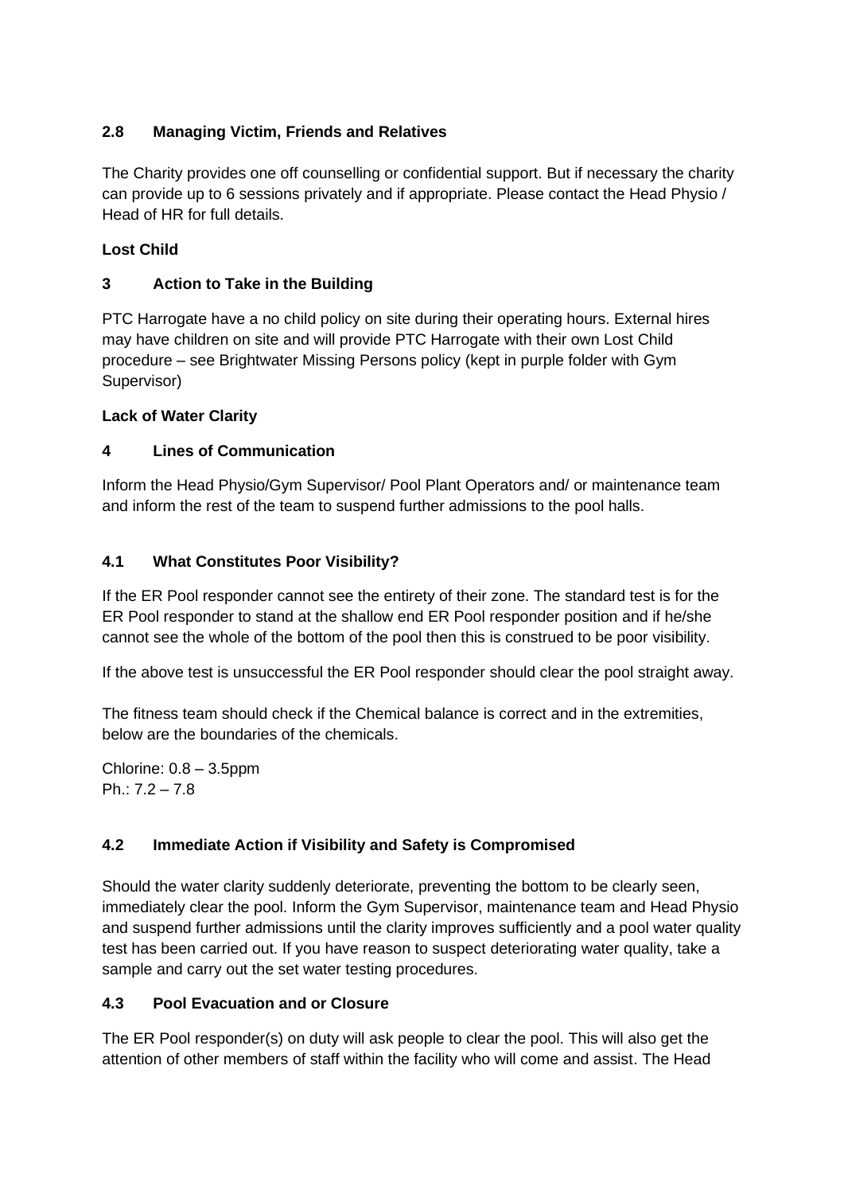### 2.8 Managing Victim, Friends and Relatives

The Charity provides one off counselling or confidential support. But if necessary the charity can provide up to 6 sessions privately and if appropriate. Please contact the Head Physio / Head of HR for full details.

**Lost Child**

## 3 Action to Take in the Building

PTC Harrogate have a no child policy on site during their operating hours. External hires may have children on site and will provide PTC Harrogate with their own Lost Child procedure – see Brightwater Missing Persons policy (kept in purple folder with Gym Supervisor)

**Lack of Water Clarity**

## 4 Lines of Communication

Inform the Head Physio/Gym Supervisor/ Pool Plant Operators and/ or maintenance team and inform the rest of the team to suspend further admissions to the pool halls.

### 4.1 What Constitutes Poor Visibility?

If the ER Pool responder cannot see the entirety of their zone. The standard test is for the ER Pool responder to stand at the shallow end ER Pool responder position and if he/she cannot see the whole of the bottom of the pool then this is construed to be poor visibility.

If the above test is unsuccessful the ER Pool responder should clear the pool straight away.

The fitness team should check if the Chemical balance is correct and in the extremities, below are the boundaries of the chemicals.

Chlorine: 0.8 – 3.5ppm
Ph.: 7.2 – 7.8

### 4.2 Immediate Action if Visibility and Safety is Compromised

Should the water clarity suddenly deteriorate, preventing the bottom to be clearly seen, immediately clear the pool. Inform the Gym Supervisor, maintenance team and Head Physio and suspend further admissions until the clarity improves sufficiently and a pool water quality test has been carried out. If you have reason to suspect deteriorating water quality, take a sample and carry out the set water testing procedures.

### 4.3 Pool Evacuation and or Closure

The ER Pool responder(s) on duty will ask people to clear the pool. This will also get the attention of other members of staff within the facility who will come and assist. The Head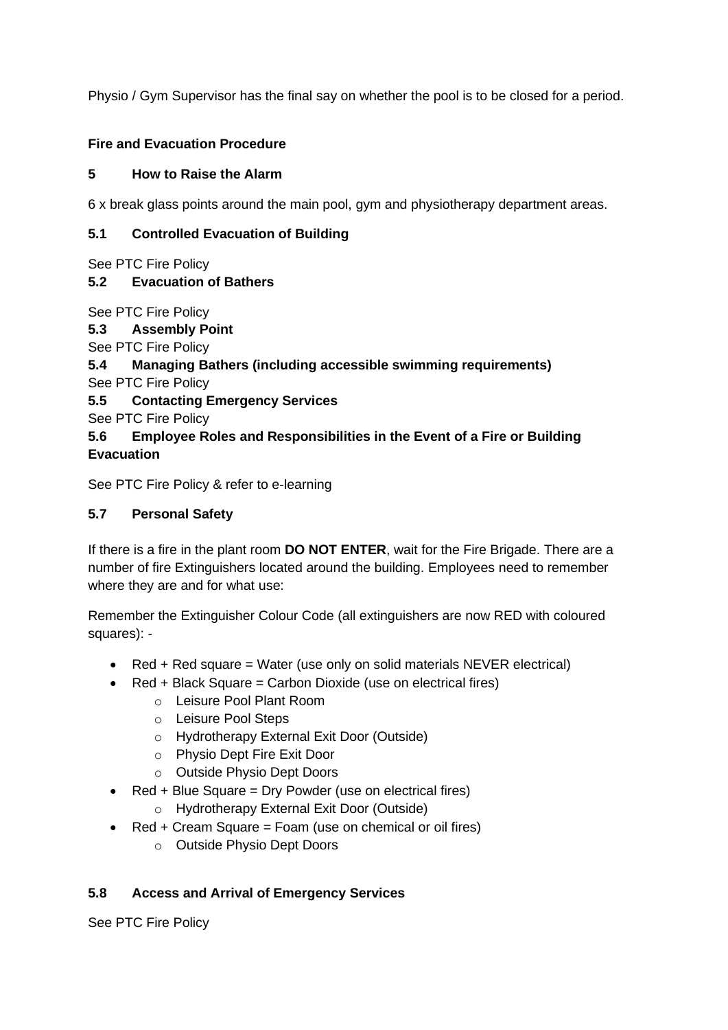Physio / Gym Supervisor has the final say on whether the pool is to be closed for a period.

**Fire and Evacuation Procedure**

### 5 How to Raise the Alarm

6 x break glass points around the main pool, gym and physiotherapy department areas.

### 5.1 Controlled Evacuation of Building

See PTC Fire Policy

### 5.2 Evacuation of Bathers

See PTC Fire Policy

### 5.3 Assembly Point

See PTC Fire Policy

### 5.4 Managing Bathers (including accessible swimming requirements)

See PTC Fire Policy

### 5.5 Contacting Emergency Services

See PTC Fire Policy

### 5.6 Employee Roles and Responsibilities in the Event of a Fire or Building Evacuation

See PTC Fire Policy & refer to e-learning

### 5.7 Personal Safety

If there is a fire in the plant room **DO NOT ENTER**, wait for the Fire Brigade. There are a number of fire Extinguishers located around the building. Employees need to remember where they are and for what use:

Remember the Extinguisher Colour Code (all extinguishers are now RED with coloured squares): -

- Red + Red square = Water (use only on solid materials NEVER electrical)
- Red + Black Square = Carbon Dioxide (use on electrical fires)
  - Leisure Pool Plant Room
  - Leisure Pool Steps
  - Hydrotherapy External Exit Door (Outside)
  - Physio Dept Fire Exit Door
  - Outside Physio Dept Doors
- Red + Blue Square = Dry Powder (use on electrical fires)
  - Hydrotherapy External Exit Door (Outside)
- Red + Cream Square = Foam (use on chemical or oil fires)
  - Outside Physio Dept Doors

### 5.8 Access and Arrival of Emergency Services

See PTC Fire Policy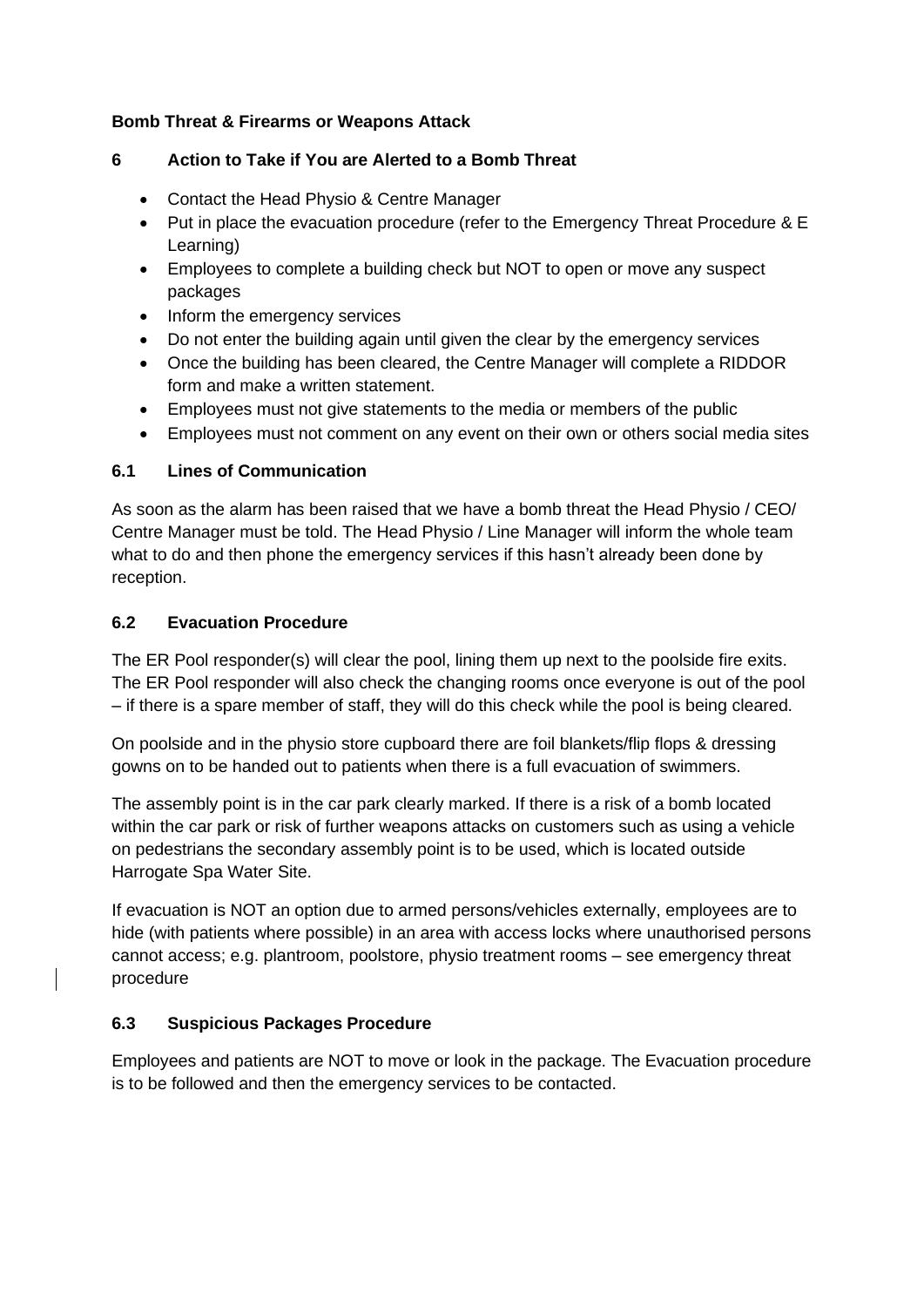**Bomb Threat & Firearms or Weapons Attack**

## 6 Action to Take if You are Alerted to a Bomb Threat

- Contact the Head Physio & Centre Manager
- Put in place the evacuation procedure (refer to the Emergency Threat Procedure & E Learning)
- Employees to complete a building check but NOT to open or move any suspect packages
- Inform the emergency services
- Do not enter the building again until given the clear by the emergency services
- Once the building has been cleared, the Centre Manager will complete a RIDDOR form and make a written statement.
- Employees must not give statements to the media or members of the public
- Employees must not comment on any event on their own or others social media sites

### 6.1 Lines of Communication

As soon as the alarm has been raised that we have a bomb threat the Head Physio / CEO/ Centre Manager must be told. The Head Physio / Line Manager will inform the whole team what to do and then phone the emergency services if this hasn't already been done by reception.

### 6.2 Evacuation Procedure

The ER Pool responder(s) will clear the pool, lining them up next to the poolside fire exits. The ER Pool responder will also check the changing rooms once everyone is out of the pool – if there is a spare member of staff, they will do this check while the pool is being cleared.

On poolside and in the physio store cupboard there are foil blankets/flip flops & dressing gowns on to be handed out to patients when there is a full evacuation of swimmers.

The assembly point is in the car park clearly marked. If there is a risk of a bomb located within the car park or risk of further weapons attacks on customers such as using a vehicle on pedestrians the secondary assembly point is to be used, which is located outside Harrogate Spa Water Site.

If evacuation is NOT an option due to armed persons/vehicles externally, employees are to hide (with patients where possible) in an area with access locks where unauthorised persons cannot access; e.g. plantroom, poolstore, physio treatment rooms – see emergency threat procedure

### 6.3 Suspicious Packages Procedure

Employees and patients are NOT to move or look in the package. The Evacuation procedure is to be followed and then the emergency services to be contacted.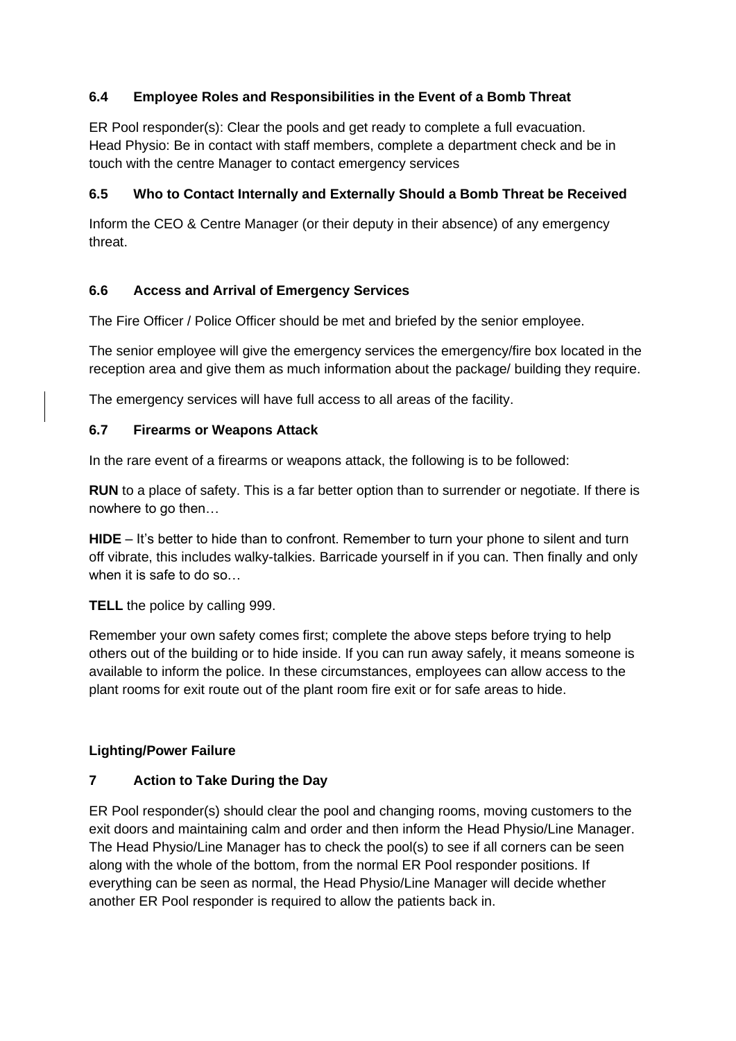### 6.4 Employee Roles and Responsibilities in the Event of a Bomb Threat

ER Pool responder(s): Clear the pools and get ready to complete a full evacuation.
Head Physio: Be in contact with staff members, complete a department check and be in touch with the centre Manager to contact emergency services

### 6.5 Who to Contact Internally and Externally Should a Bomb Threat be Received

Inform the CEO & Centre Manager (or their deputy in their absence) of any emergency threat.

### 6.6 Access and Arrival of Emergency Services

The Fire Officer / Police Officer should be met and briefed by the senior employee.

The senior employee will give the emergency services the emergency/fire box located in the reception area and give them as much information about the package/ building they require.

The emergency services will have full access to all areas of the facility.

### 6.7 Firearms or Weapons Attack

In the rare event of a firearms or weapons attack, the following is to be followed:

**RUN** to a place of safety. This is a far better option than to surrender or negotiate. If there is nowhere to go then…

**HIDE** – It's better to hide than to confront. Remember to turn your phone to silent and turn off vibrate, this includes walky-talkies. Barricade yourself in if you can. Then finally and only when it is safe to do so…

**TELL** the police by calling 999.

Remember your own safety comes first; complete the above steps before trying to help others out of the building or to hide inside. If you can run away safely, it means someone is available to inform the police. In these circumstances, employees can allow access to the plant rooms for exit route out of the plant room fire exit or for safe areas to hide.

**Lighting/Power Failure**

## 7 Action to Take During the Day

ER Pool responder(s) should clear the pool and changing rooms, moving customers to the exit doors and maintaining calm and order and then inform the Head Physio/Line Manager. The Head Physio/Line Manager has to check the pool(s) to see if all corners can be seen along with the whole of the bottom, from the normal ER Pool responder positions. If everything can be seen as normal, the Head Physio/Line Manager will decide whether another ER Pool responder is required to allow the patients back in.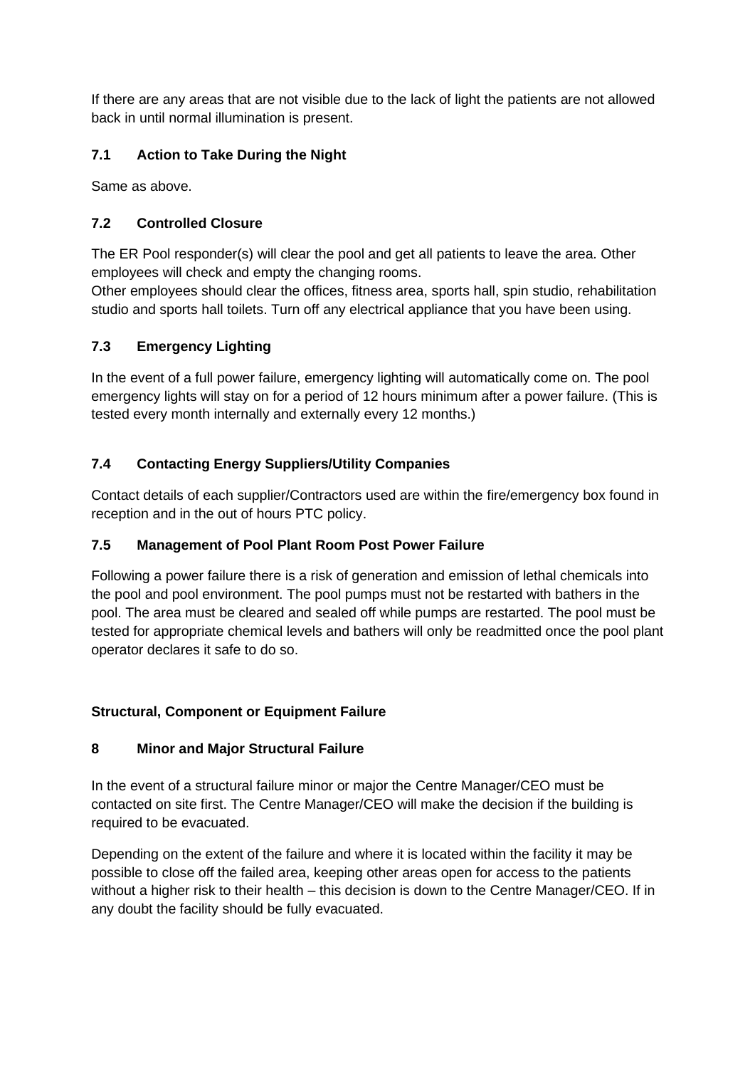If there are any areas that are not visible due to the lack of light the patients are not allowed back in until normal illumination is present.

### 7.1 Action to Take During the Night

Same as above.

### 7.2 Controlled Closure

The ER Pool responder(s) will clear the pool and get all patients to leave the area. Other employees will check and empty the changing rooms.
Other employees should clear the offices, fitness area, sports hall, spin studio, rehabilitation studio and sports hall toilets. Turn off any electrical appliance that you have been using.

### 7.3 Emergency Lighting

In the event of a full power failure, emergency lighting will automatically come on. The pool emergency lights will stay on for a period of 12 hours minimum after a power failure. (This is tested every month internally and externally every 12 months.)

### 7.4 Contacting Energy Suppliers/Utility Companies

Contact details of each supplier/Contractors used are within the fire/emergency box found in reception and in the out of hours PTC policy.

### 7.5 Management of Pool Plant Room Post Power Failure

Following a power failure there is a risk of generation and emission of lethal chemicals into the pool and pool environment. The pool pumps must not be restarted with bathers in the pool. The area must be cleared and sealed off while pumps are restarted. The pool must be tested for appropriate chemical levels and bathers will only be readmitted once the pool plant operator declares it safe to do so.

**Structural, Component or Equipment Failure**

## 8 Minor and Major Structural Failure

In the event of a structural failure minor or major the Centre Manager/CEO must be contacted on site first. The Centre Manager/CEO will make the decision if the building is required to be evacuated.

Depending on the extent of the failure and where it is located within the facility it may be possible to close off the failed area, keeping other areas open for access to the patients without a higher risk to their health – this decision is down to the Centre Manager/CEO. If in any doubt the facility should be fully evacuated.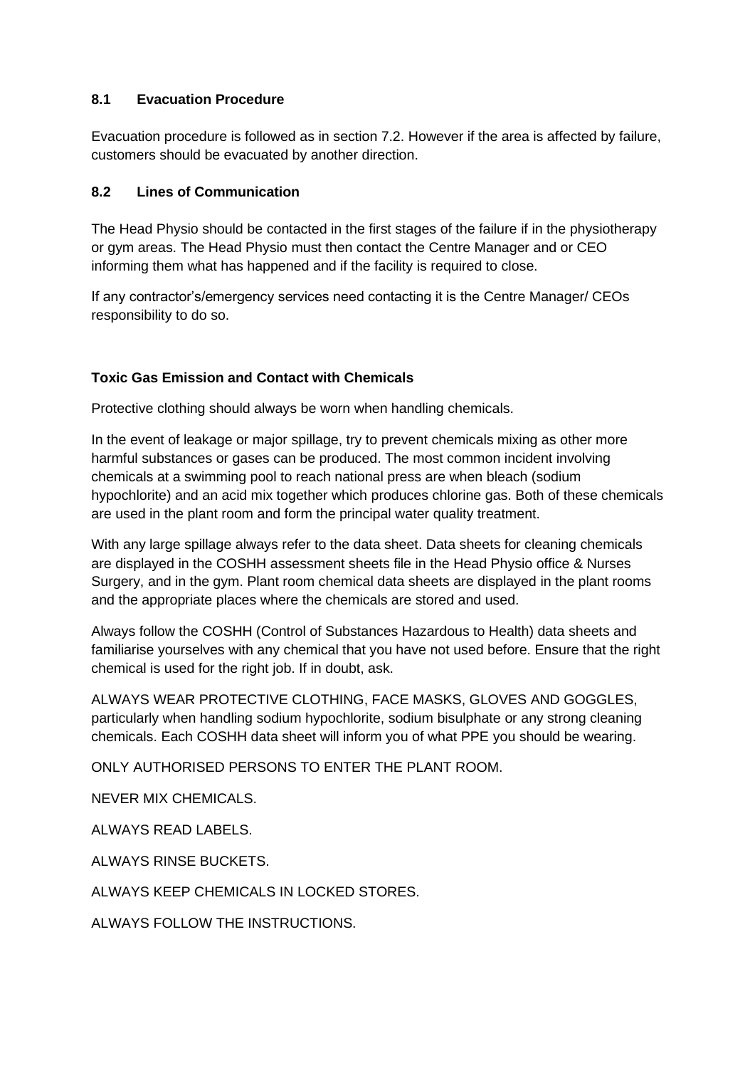### 8.1 Evacuation Procedure

Evacuation procedure is followed as in section 7.2. However if the area is affected by failure, customers should be evacuated by another direction.

### 8.2 Lines of Communication

The Head Physio should be contacted in the first stages of the failure if in the physiotherapy or gym areas. The Head Physio must then contact the Centre Manager and or CEO informing them what has happened and if the facility is required to close.

If any contractor's/emergency services need contacting it is the Centre Manager/ CEOs responsibility to do so.

**Toxic Gas Emission and Contact with Chemicals**

Protective clothing should always be worn when handling chemicals.

In the event of leakage or major spillage, try to prevent chemicals mixing as other more harmful substances or gases can be produced. The most common incident involving chemicals at a swimming pool to reach national press are when bleach (sodium hypochlorite) and an acid mix together which produces chlorine gas. Both of these chemicals are used in the plant room and form the principal water quality treatment.

With any large spillage always refer to the data sheet. Data sheets for cleaning chemicals are displayed in the COSHH assessment sheets file in the Head Physio office & Nurses Surgery, and in the gym. Plant room chemical data sheets are displayed in the plant rooms and the appropriate places where the chemicals are stored and used.

Always follow the COSHH (Control of Substances Hazardous to Health) data sheets and familiarise yourselves with any chemical that you have not used before. Ensure that the right chemical is used for the right job. If in doubt, ask.

ALWAYS WEAR PROTECTIVE CLOTHING, FACE MASKS, GLOVES AND GOGGLES, particularly when handling sodium hypochlorite, sodium bisulphate or any strong cleaning chemicals. Each COSHH data sheet will inform you of what PPE you should be wearing.

ONLY AUTHORISED PERSONS TO ENTER THE PLANT ROOM.

NEVER MIX CHEMICALS.

ALWAYS READ LABELS.

ALWAYS RINSE BUCKETS.

ALWAYS KEEP CHEMICALS IN LOCKED STORES.

ALWAYS FOLLOW THE INSTRUCTIONS.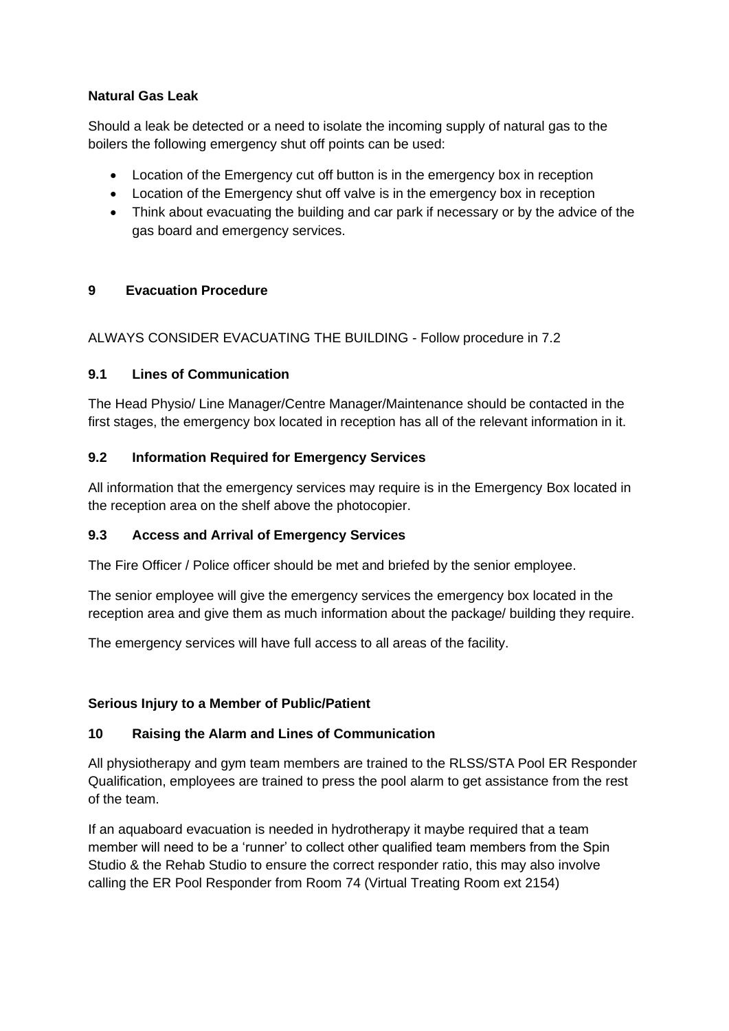**Natural Gas Leak**

Should a leak be detected or a need to isolate the incoming supply of natural gas to the boilers the following emergency shut off points can be used:

- Location of the Emergency cut off button is in the emergency box in reception
- Location of the Emergency shut off valve is in the emergency box in reception
- Think about evacuating the building and car park if necessary or by the advice of the gas board and emergency services.

## 9 Evacuation Procedure

ALWAYS CONSIDER EVACUATING THE BUILDING - Follow procedure in 7.2

### 9.1 Lines of Communication

The Head Physio/ Line Manager/Centre Manager/Maintenance should be contacted in the first stages, the emergency box located in reception has all of the relevant information in it.

### 9.2 Information Required for Emergency Services

All information that the emergency services may require is in the Emergency Box located in the reception area on the shelf above the photocopier.

### 9.3 Access and Arrival of Emergency Services

The Fire Officer / Police officer should be met and briefed by the senior employee.

The senior employee will give the emergency services the emergency box located in the reception area and give them as much information about the package/ building they require.

The emergency services will have full access to all areas of the facility.

**Serious Injury to a Member of Public/Patient**

## 10 Raising the Alarm and Lines of Communication

All physiotherapy and gym team members are trained to the RLSS/STA Pool ER Responder Qualification, employees are trained to press the pool alarm to get assistance from the rest of the team.

If an aquaboard evacuation is needed in hydrotherapy it maybe required that a team member will need to be a 'runner' to collect other qualified team members from the Spin Studio & the Rehab Studio to ensure the correct responder ratio, this may also involve calling the ER Pool Responder from Room 74 (Virtual Treating Room ext 2154)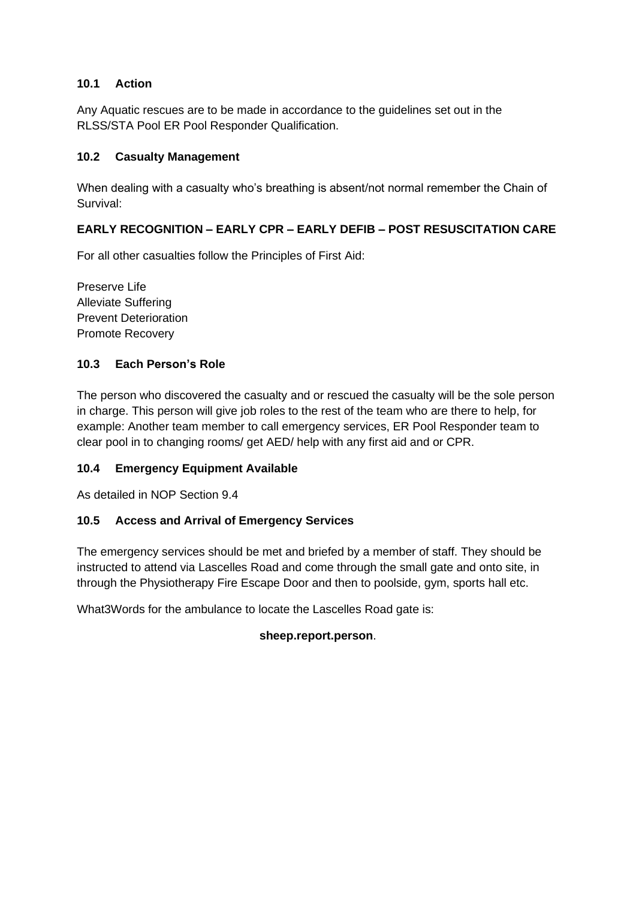### 10.1 Action

Any Aquatic rescues are to be made in accordance to the guidelines set out in the RLSS/STA Pool ER Pool Responder Qualification.

### 10.2 Casualty Management

When dealing with a casualty who's breathing is absent/not normal remember the Chain of Survival:

**EARLY RECOGNITION – EARLY CPR – EARLY DEFIB – POST RESUSCITATION CARE**

For all other casualties follow the Principles of First Aid:

Preserve Life
Alleviate Suffering
Prevent Deterioration
Promote Recovery

### 10.3 Each Person's Role

The person who discovered the casualty and or rescued the casualty will be the sole person in charge. This person will give job roles to the rest of the team who are there to help, for example: Another team member to call emergency services, ER Pool Responder team to clear pool in to changing rooms/ get AED/ help with any first aid and or CPR.

### 10.4 Emergency Equipment Available

As detailed in NOP Section 9.4

### 10.5 Access and Arrival of Emergency Services

The emergency services should be met and briefed by a member of staff. They should be instructed to attend via Lascelles Road and come through the small gate and onto site, in through the Physiotherapy Fire Escape Door and then to poolside, gym, sports hall etc.

What3Words for the ambulance to locate the Lascelles Road gate is:

**sheep.report.person**.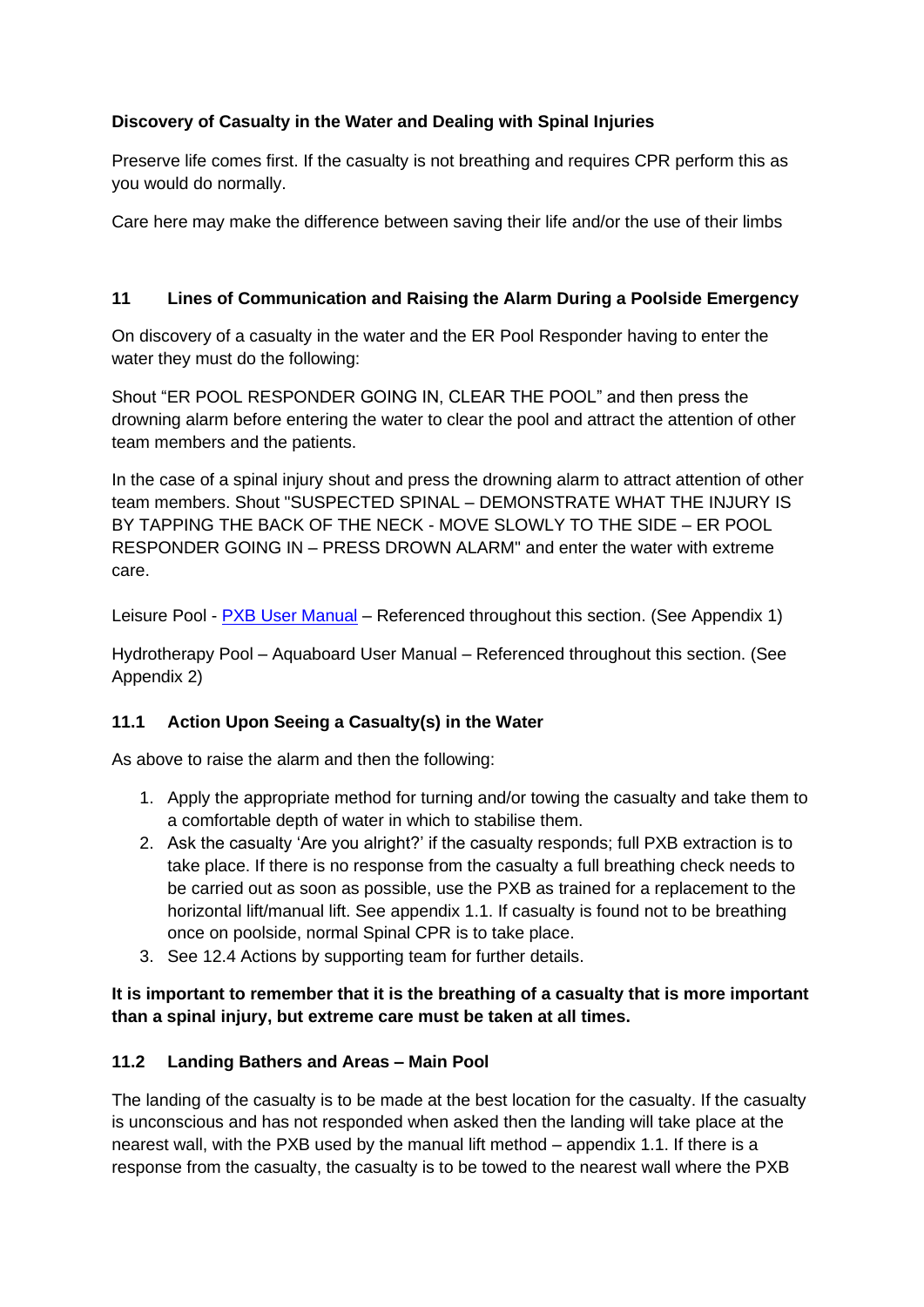**Discovery of Casualty in the Water and Dealing with Spinal Injuries**

Preserve life comes first. If the casualty is not breathing and requires CPR perform this as you would do normally.

Care here may make the difference between saving their life and/or the use of their limbs

## 11 Lines of Communication and Raising the Alarm During a Poolside Emergency

On discovery of a casualty in the water and the ER Pool Responder having to enter the water they must do the following:

Shout "ER POOL RESPONDER GOING IN, CLEAR THE POOL" and then press the drowning alarm before entering the water to clear the pool and attract the attention of other team members and the patients.

In the case of a spinal injury shout and press the drowning alarm to attract attention of other team members. Shout "SUSPECTED SPINAL – DEMONSTRATE WHAT THE INJURY IS BY TAPPING THE BACK OF THE NECK - MOVE SLOWLY TO THE SIDE – ER POOL RESPONDER GOING IN – PRESS DROWN ALARM" and enter the water with extreme care.

Leisure Pool - PXB User Manual – Referenced throughout this section. (See Appendix 1)

Hydrotherapy Pool – Aquaboard User Manual – Referenced throughout this section. (See Appendix 2)

### 11.1 Action Upon Seeing a Casualty(s) in the Water

As above to raise the alarm and then the following:

1. Apply the appropriate method for turning and/or towing the casualty and take them to a comfortable depth of water in which to stabilise them.
2. Ask the casualty 'Are you alright?' if the casualty responds; full PXB extraction is to take place. If there is no response from the casualty a full breathing check needs to be carried out as soon as possible, use the PXB as trained for a replacement to the horizontal lift/manual lift. See appendix 1.1. If casualty is found not to be breathing once on poolside, normal Spinal CPR is to take place.
3. See 12.4 Actions by supporting team for further details.

**It is important to remember that it is the breathing of a casualty that is more important than a spinal injury, but extreme care must be taken at all times.**

### 11.2 Landing Bathers and Areas – Main Pool

The landing of the casualty is to be made at the best location for the casualty. If the casualty is unconscious and has not responded when asked then the landing will take place at the nearest wall, with the PXB used by the manual lift method – appendix 1.1. If there is a response from the casualty, the casualty is to be towed to the nearest wall where the PXB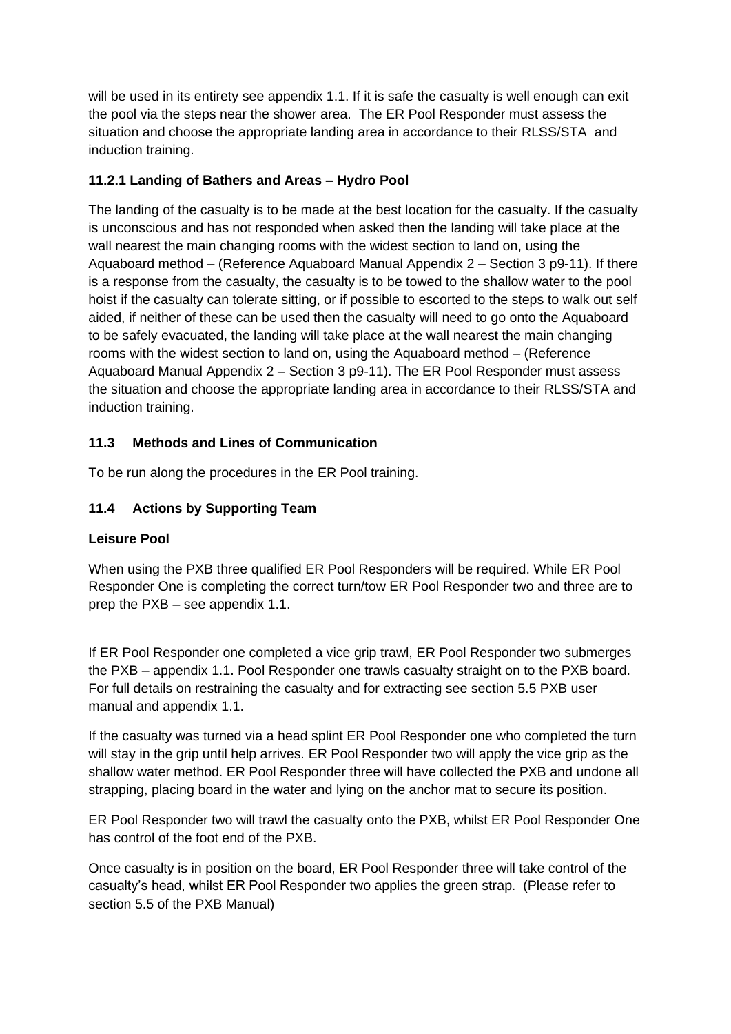will be used in its entirety see appendix 1.1. If it is safe the casualty is well enough can exit the pool via the steps near the shower area. The ER Pool Responder must assess the situation and choose the appropriate landing area in accordance to their RLSS/STA and induction training.

### 11.2.1 Landing of Bathers and Areas – Hydro Pool

The landing of the casualty is to be made at the best location for the casualty. If the casualty is unconscious and has not responded when asked then the landing will take place at the wall nearest the main changing rooms with the widest section to land on, using the Aquaboard method – (Reference Aquaboard Manual Appendix 2 – Section 3 p9-11). If there is a response from the casualty, the casualty is to be towed to the shallow water to the pool hoist if the casualty can tolerate sitting, or if possible to escorted to the steps to walk out self aided, if neither of these can be used then the casualty will need to go onto the Aquaboard to be safely evacuated, the landing will take place at the wall nearest the main changing rooms with the widest section to land on, using the Aquaboard method – (Reference Aquaboard Manual Appendix 2 – Section 3 p9-11). The ER Pool Responder must assess the situation and choose the appropriate landing area in accordance to their RLSS/STA and induction training.

## 11.3 Methods and Lines of Communication

To be run along the procedures in the ER Pool training.

## 11.4 Actions by Supporting Team

**Leisure Pool**

When using the PXB three qualified ER Pool Responders will be required. While ER Pool Responder One is completing the correct turn/tow ER Pool Responder two and three are to prep the PXB – see appendix 1.1.

If ER Pool Responder one completed a vice grip trawl, ER Pool Responder two submerges the PXB – appendix 1.1. Pool Responder one trawls casualty straight on to the PXB board. For full details on restraining the casualty and for extracting see section 5.5 PXB user manual and appendix 1.1.

If the casualty was turned via a head splint ER Pool Responder one who completed the turn will stay in the grip until help arrives. ER Pool Responder two will apply the vice grip as the shallow water method. ER Pool Responder three will have collected the PXB and undone all strapping, placing board in the water and lying on the anchor mat to secure its position.

ER Pool Responder two will trawl the casualty onto the PXB, whilst ER Pool Responder One has control of the foot end of the PXB.

Once casualty is in position on the board, ER Pool Responder three will take control of the casualty's head, whilst ER Pool Responder two applies the green strap. (Please refer to section 5.5 of the PXB Manual)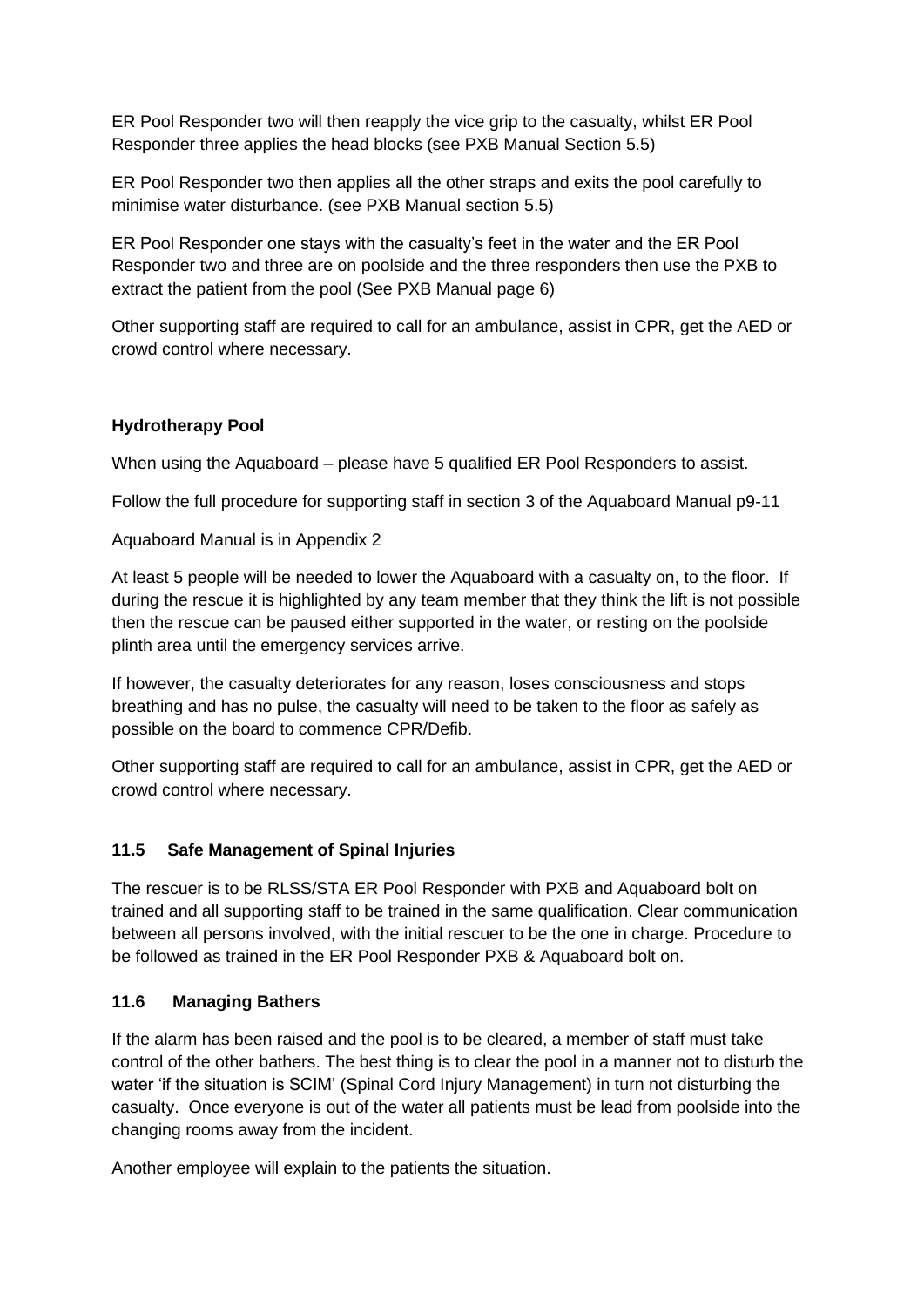ER Pool Responder two will then reapply the vice grip to the casualty, whilst ER Pool Responder three applies the head blocks (see PXB Manual Section 5.5)

ER Pool Responder two then applies all the other straps and exits the pool carefully to minimise water disturbance. (see PXB Manual section 5.5)

ER Pool Responder one stays with the casualty's feet in the water and the ER Pool Responder two and three are on poolside and the three responders then use the PXB to extract the patient from the pool (See PXB Manual page 6)

Other supporting staff are required to call for an ambulance, assist in CPR, get the AED or crowd control where necessary.

**Hydrotherapy Pool**

When using the Aquaboard – please have 5 qualified ER Pool Responders to assist.

Follow the full procedure for supporting staff in section 3 of the Aquaboard Manual p9-11

Aquaboard Manual is in Appendix 2

At least 5 people will be needed to lower the Aquaboard with a casualty on, to the floor. If during the rescue it is highlighted by any team member that they think the lift is not possible then the rescue can be paused either supported in the water, or resting on the poolside plinth area until the emergency services arrive.

If however, the casualty deteriorates for any reason, loses consciousness and stops breathing and has no pulse, the casualty will need to be taken to the floor as safely as possible on the board to commence CPR/Defib.

Other supporting staff are required to call for an ambulance, assist in CPR, get the AED or crowd control where necessary.

### 11.5 Safe Management of Spinal Injuries

The rescuer is to be RLSS/STA ER Pool Responder with PXB and Aquaboard bolt on trained and all supporting staff to be trained in the same qualification. Clear communication between all persons involved, with the initial rescuer to be the one in charge. Procedure to be followed as trained in the ER Pool Responder PXB & Aquaboard bolt on.

### 11.6 Managing Bathers

If the alarm has been raised and the pool is to be cleared, a member of staff must take control of the other bathers. The best thing is to clear the pool in a manner not to disturb the water 'if the situation is SCIM' (Spinal Cord Injury Management) in turn not disturbing the casualty. Once everyone is out of the water all patients must be lead from poolside into the changing rooms away from the incident.

Another employee will explain to the patients the situation.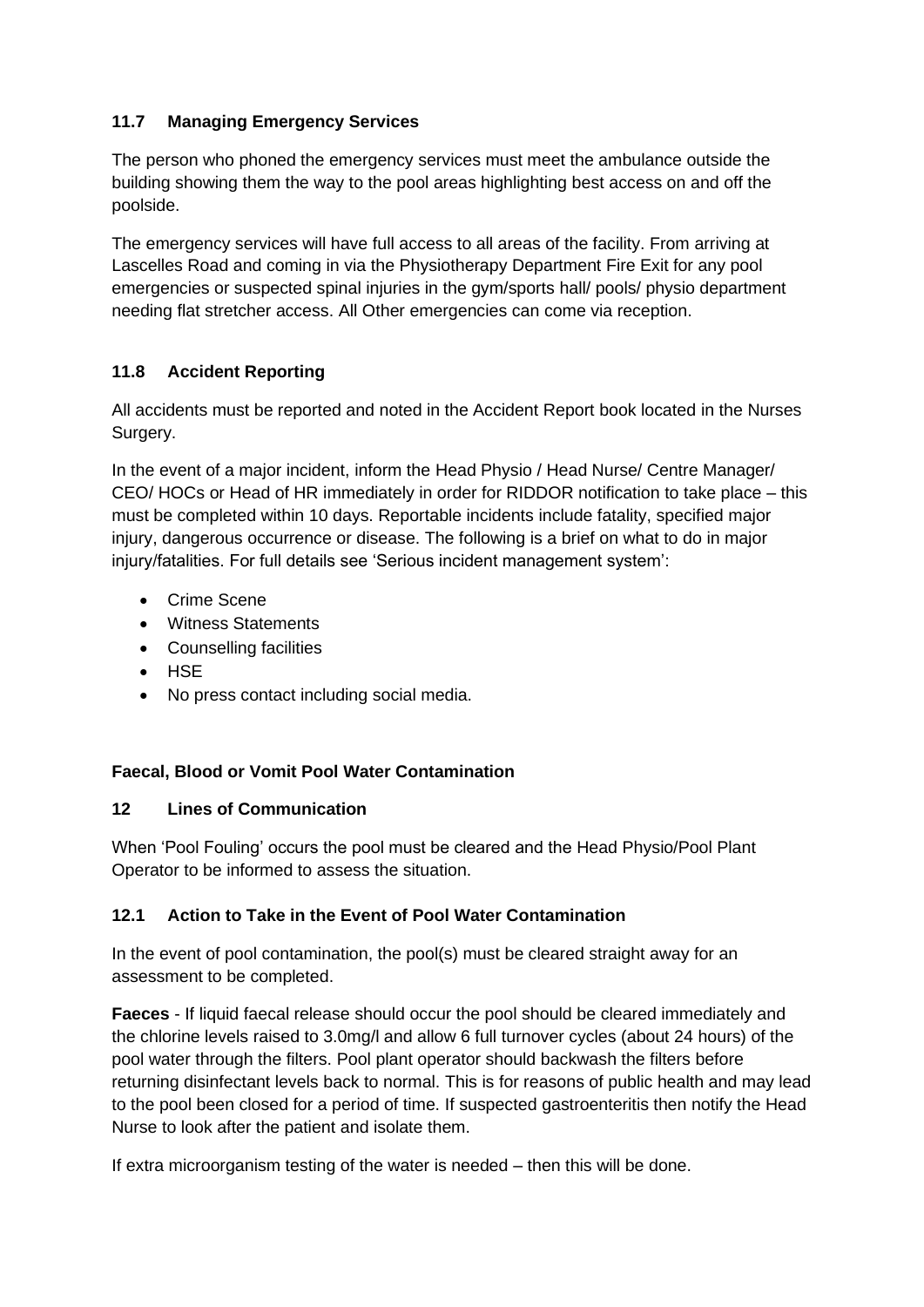### 11.7 Managing Emergency Services

The person who phoned the emergency services must meet the ambulance outside the building showing them the way to the pool areas highlighting best access on and off the poolside.

The emergency services will have full access to all areas of the facility. From arriving at Lascelles Road and coming in via the Physiotherapy Department Fire Exit for any pool emergencies or suspected spinal injuries in the gym/sports hall/ pools/ physio department needing flat stretcher access. All Other emergencies can come via reception.

### 11.8 Accident Reporting

All accidents must be reported and noted in the Accident Report book located in the Nurses Surgery.

In the event of a major incident, inform the Head Physio / Head Nurse/ Centre Manager/ CEO/ HOCs or Head of HR immediately in order for RIDDOR notification to take place – this must be completed within 10 days. Reportable incidents include fatality, specified major injury, dangerous occurrence or disease. The following is a brief on what to do in major injury/fatalities. For full details see 'Serious incident management system':

- Crime Scene
- Witness Statements
- Counselling facilities
- HSE
- No press contact including social media.

**Faecal, Blood or Vomit Pool Water Contamination**

## 12 Lines of Communication

When 'Pool Fouling' occurs the pool must be cleared and the Head Physio/Pool Plant Operator to be informed to assess the situation.

### 12.1 Action to Take in the Event of Pool Water Contamination

In the event of pool contamination, the pool(s) must be cleared straight away for an assessment to be completed.

**Faeces** - If liquid faecal release should occur the pool should be cleared immediately and the chlorine levels raised to 3.0mg/l and allow 6 full turnover cycles (about 24 hours) of the pool water through the filters. Pool plant operator should backwash the filters before returning disinfectant levels back to normal. This is for reasons of public health and may lead to the pool been closed for a period of time. If suspected gastroenteritis then notify the Head Nurse to look after the patient and isolate them.

If extra microorganism testing of the water is needed – then this will be done.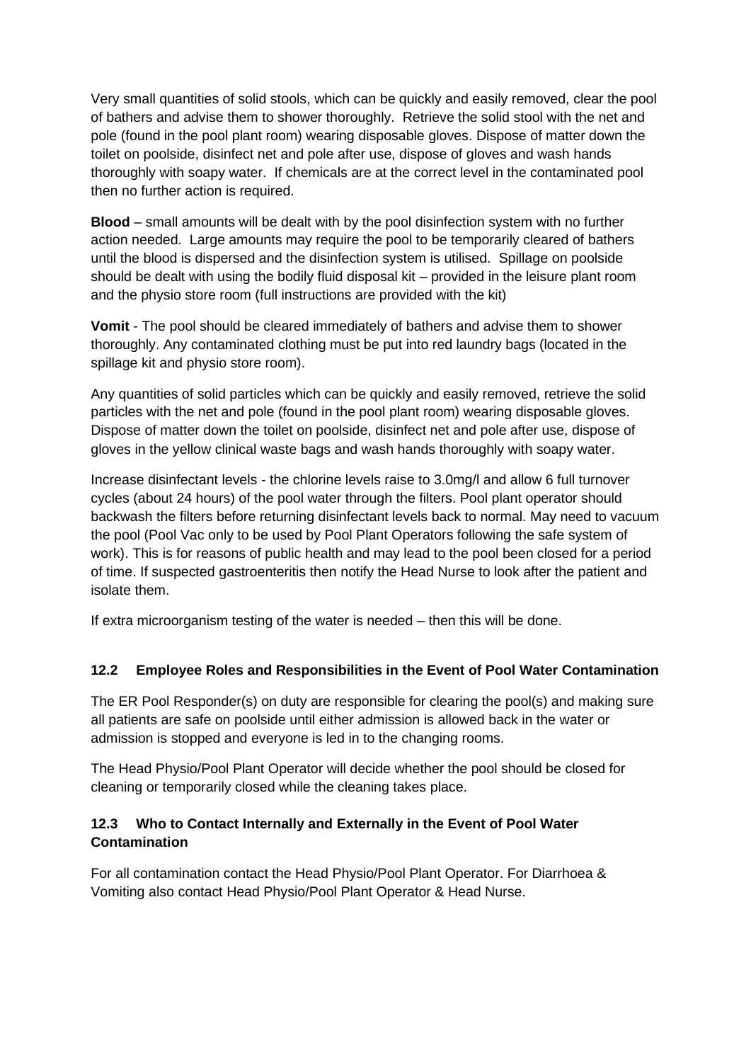Very small quantities of solid stools, which can be quickly and easily removed, clear the pool of bathers and advise them to shower thoroughly.  Retrieve the solid stool with the net and pole (found in the pool plant room) wearing disposable gloves. Dispose of matter down the toilet on poolside, disinfect net and pole after use, dispose of gloves and wash hands thoroughly with soapy water.  If chemicals are at the correct level in the contaminated pool then no further action is required.

**Blood** – small amounts will be dealt with by the pool disinfection system with no further action needed.  Large amounts may require the pool to be temporarily cleared of bathers until the blood is dispersed and the disinfection system is utilised.  Spillage on poolside should be dealt with using the bodily fluid disposal kit – provided in the leisure plant room and the physio store room (full instructions are provided with the kit)

**Vomit** - The pool should be cleared immediately of bathers and advise them to shower thoroughly. Any contaminated clothing must be put into red laundry bags (located in the spillage kit and physio store room).

Any quantities of solid particles which can be quickly and easily removed, retrieve the solid particles with the net and pole (found in the pool plant room) wearing disposable gloves. Dispose of matter down the toilet on poolside, disinfect net and pole after use, dispose of gloves in the yellow clinical waste bags and wash hands thoroughly with soapy water.

Increase disinfectant levels - the chlorine levels raise to 3.0mg/l and allow 6 full turnover cycles (about 24 hours) of the pool water through the filters. Pool plant operator should backwash the filters before returning disinfectant levels back to normal. May need to vacuum the pool (Pool Vac only to be used by Pool Plant Operators following the safe system of work). This is for reasons of public health and may lead to the pool been closed for a period of time. If suspected gastroenteritis then notify the Head Nurse to look after the patient and isolate them.

If extra microorganism testing of the water is needed – then this will be done.

### 12.2 Employee Roles and Responsibilities in the Event of Pool Water Contamination

The ER Pool Responder(s) on duty are responsible for clearing the pool(s) and making sure all patients are safe on poolside until either admission is allowed back in the water or admission is stopped and everyone is led in to the changing rooms.

The Head Physio/Pool Plant Operator will decide whether the pool should be closed for cleaning or temporarily closed while the cleaning takes place.

### 12.3 Who to Contact Internally and Externally in the Event of Pool Water Contamination

For all contamination contact the Head Physio/Pool Plant Operator. For Diarrhoea & Vomiting also contact Head Physio/Pool Plant Operator & Head Nurse.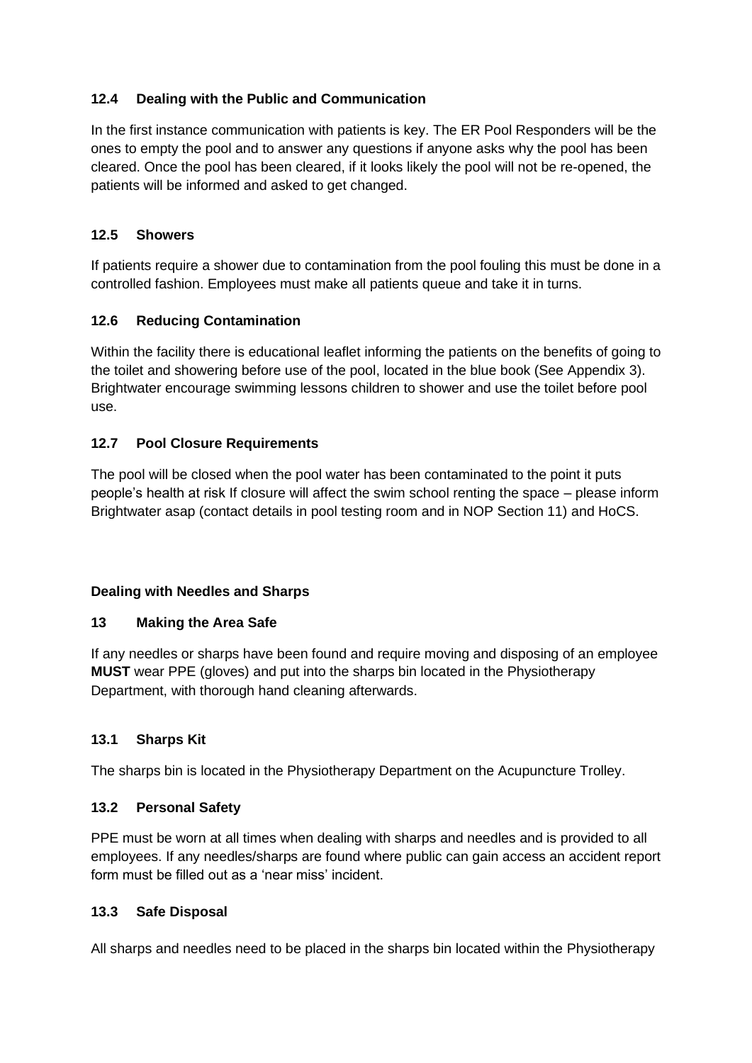### 12.4 Dealing with the Public and Communication

In the first instance communication with patients is key. The ER Pool Responders will be the ones to empty the pool and to answer any questions if anyone asks why the pool has been cleared. Once the pool has been cleared, if it looks likely the pool will not be re-opened, the patients will be informed and asked to get changed.

### 12.5 Showers

If patients require a shower due to contamination from the pool fouling this must be done in a controlled fashion. Employees must make all patients queue and take it in turns.

### 12.6 Reducing Contamination

Within the facility there is educational leaflet informing the patients on the benefits of going to the toilet and showering before use of the pool, located in the blue book (See Appendix 3). Brightwater encourage swimming lessons children to shower and use the toilet before pool use.

### 12.7 Pool Closure Requirements

The pool will be closed when the pool water has been contaminated to the point it puts people's health at risk If closure will affect the swim school renting the space – please inform Brightwater asap (contact details in pool testing room and in NOP Section 11) and HoCS.

**Dealing with Needles and Sharps**

### 13 Making the Area Safe

If any needles or sharps have been found and require moving and disposing of an employee **MUST** wear PPE (gloves) and put into the sharps bin located in the Physiotherapy Department, with thorough hand cleaning afterwards.

### 13.1 Sharps Kit

The sharps bin is located in the Physiotherapy Department on the Acupuncture Trolley.

### 13.2 Personal Safety

PPE must be worn at all times when dealing with sharps and needles and is provided to all employees. If any needles/sharps are found where public can gain access an accident report form must be filled out as a 'near miss' incident.

### 13.3 Safe Disposal

All sharps and needles need to be placed in the sharps bin located within the Physiotherapy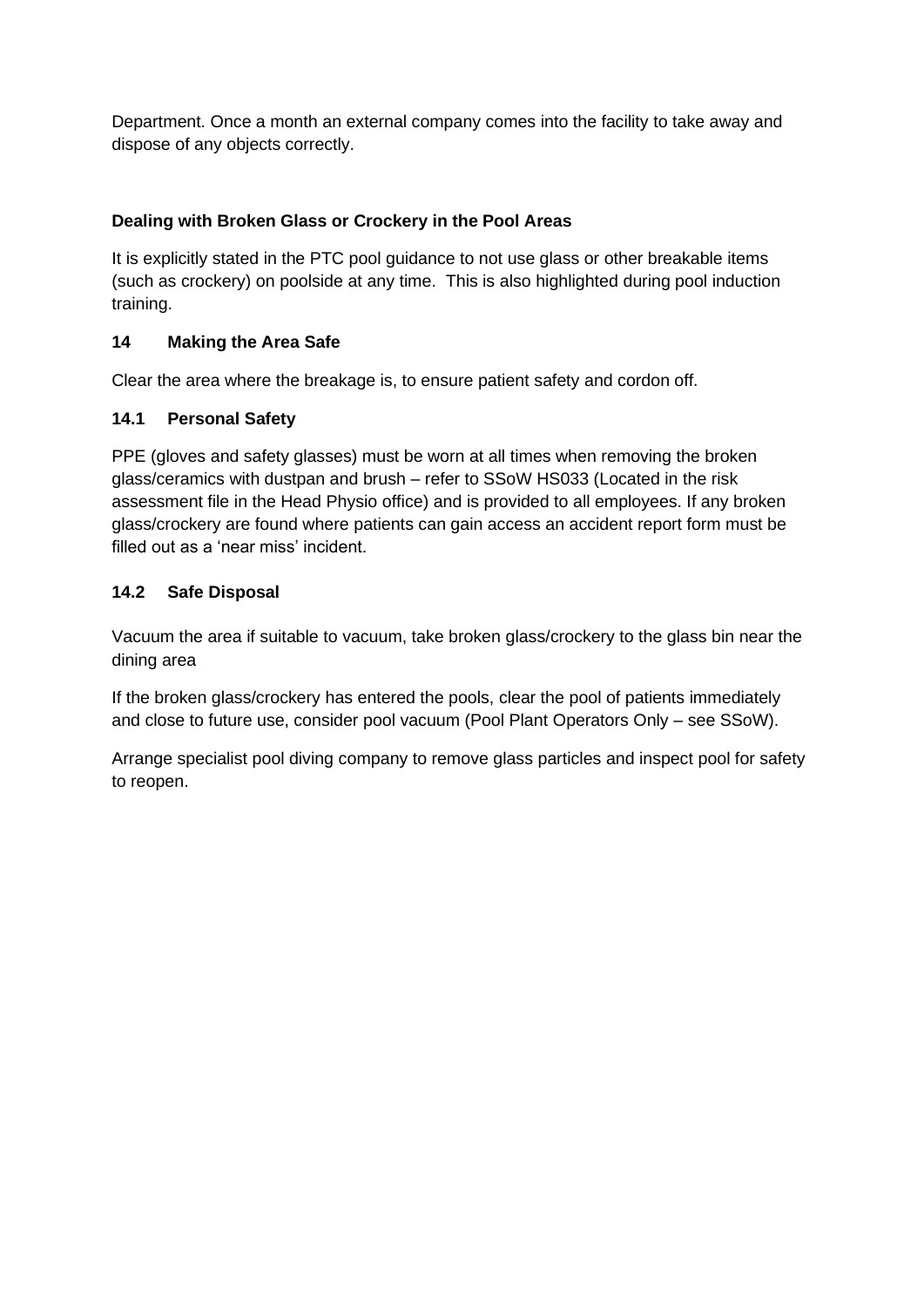Department. Once a month an external company comes into the facility to take away and dispose of any objects correctly.

**Dealing with Broken Glass or Crockery in the Pool Areas**

It is explicitly stated in the PTC pool guidance to not use glass or other breakable items (such as crockery) on poolside at any time. This is also highlighted during pool induction training.

## 14 Making the Area Safe

Clear the area where the breakage is, to ensure patient safety and cordon off.

### 14.1 Personal Safety

PPE (gloves and safety glasses) must be worn at all times when removing the broken glass/ceramics with dustpan and brush – refer to SSoW HS033 (Located in the risk assessment file in the Head Physio office) and is provided to all employees. If any broken glass/crockery are found where patients can gain access an accident report form must be filled out as a 'near miss' incident.

### 14.2 Safe Disposal

Vacuum the area if suitable to vacuum, take broken glass/crockery to the glass bin near the dining area

If the broken glass/crockery has entered the pools, clear the pool of patients immediately and close to future use, consider pool vacuum (Pool Plant Operators Only – see SSoW).

Arrange specialist pool diving company to remove glass particles and inspect pool for safety to reopen.